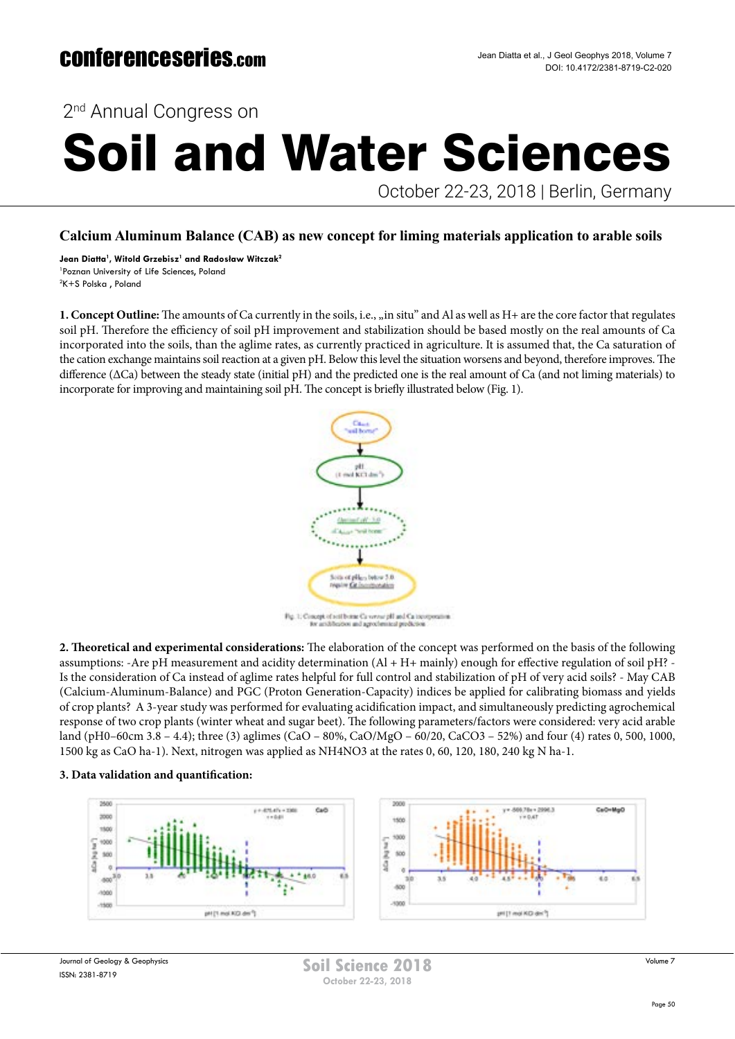# Calcium Aluminum Balance (CAB) as new concept for liming materials application to arable soils

**Jean Diatta[1], Witold Grzebisz[1] and Radosław Witczak[2]**
[1]Poznan University of Life Sciences, Poland
[2]K+S Polska , Poland

**1. Concept Outline:** The amounts of Ca currently in the soils, i.e., „in situ" and Al as well as H+ are the core factor that regulates soil pH. Therefore the efficiency of soil pH improvement and stabilization should be based mostly on the real amounts of Ca incorporated into the soils, than the aglime rates, as currently practiced in agriculture. It is assumed that, the Ca saturation of the cation exchange maintains soil reaction at a given pH. Below this level the situation worsens and beyond, therefore improves. The difference (ΔCa) between the steady state (initial pH) and the predicted one is the real amount of Ca (and not liming materials) to incorporate for improving and maintaining soil pH. The concept is briefly illustrated below (Fig. 1).

Fig. 1: Concept of soil borne Ca versus pH and Ca incorporation for acidification and agrochemical prediction

**2. Theoretical and experimental considerations:** The elaboration of the concept was performed on the basis of the following assumptions: -Are pH measurement and acidity determination (Al + H+ mainly) enough for effective regulation of soil pH? -Is the consideration of Ca instead of aglime rates helpful for full control and stabilization of pH of very acid soils? - May CAB (Calcium-Aluminum-Balance) and PGC (Proton Generation-Capacity) indices be applied for calibrating biomass and yields of crop plants? A 3-year study was performed for evaluating acidification impact, and simultaneously predicting agrochemical response of two crop plants (winter wheat and sugar beet). The following parameters/factors were considered: very acid arable land (pH0–60cm 3.8 – 4.4); three (3) aglimes (CaO – 80%, CaO/MgO – 60/20, CaCO3 – 52%) and four (4) rates 0, 500, 1000, 1500 kg as CaO ha-1). Next, nitrogen was applied as NH4NO3 at the rates 0, 60, 120, 180, 240 kg N ha-1.

**3. Data validation and quantification:**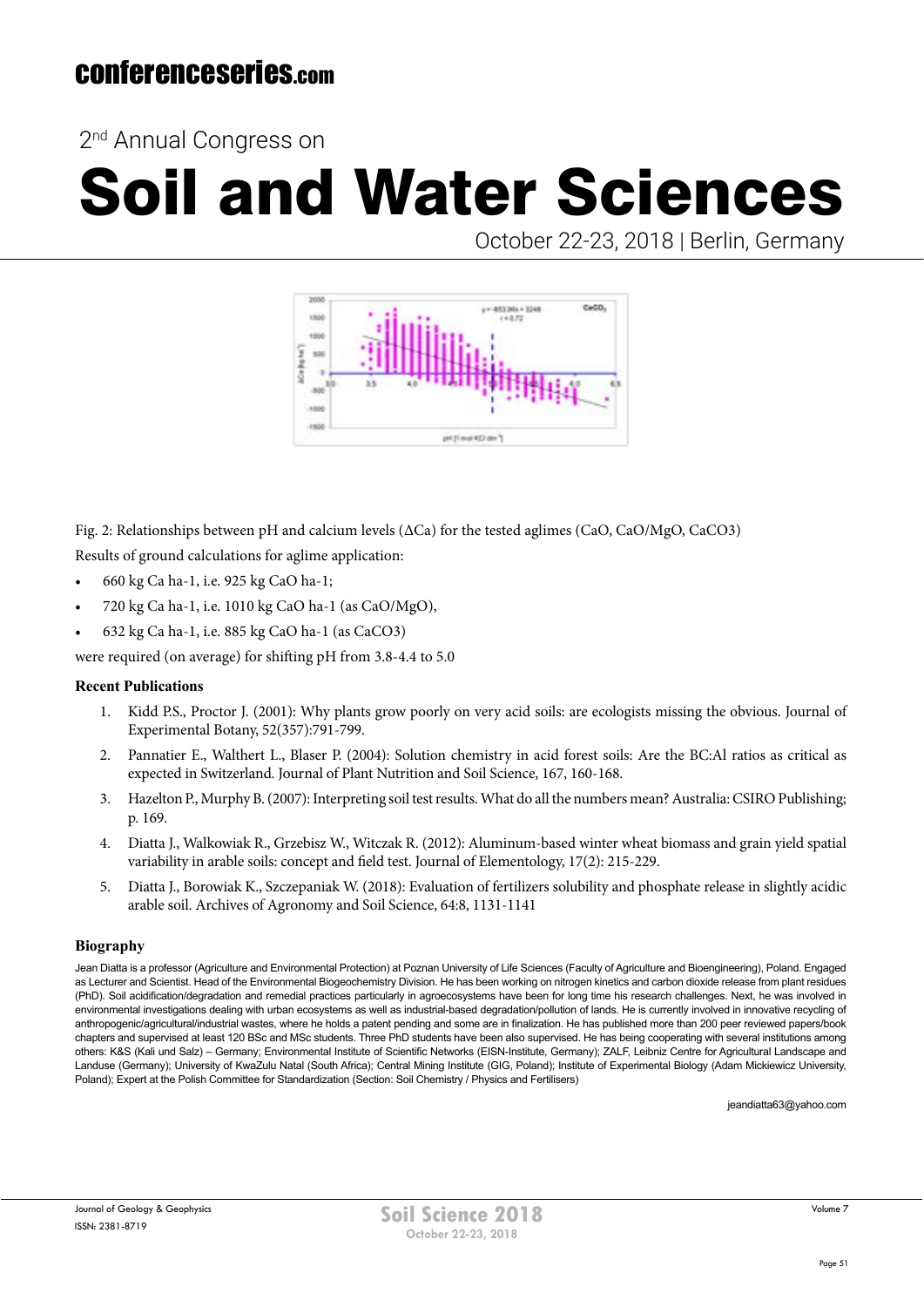y = -653.96x + 3246
r = 0.72

CaCO3

2000
1500
1000
500
0
-500
-1000
-1500

3.0 3.5 4.0 4.5 5.0 5.5 6.0 6.5

ΔCa [kg ha-1]

pH [1 mol KCl dm-3]

Fig. 2: Relationships between pH and calcium levels (ΔCa) for the tested aglimes (CaO, CaO/MgO, $CaCO_3$)

Results of ground calculations for aglime application:

- 660 kg Ca ha-1, i.e. 925 kg CaO ha-1;
- 720 kg Ca ha-1, i.e. 1010 kg CaO ha-1 (as CaO/MgO),
- 632 kg Ca ha-1, i.e. 885 kg CaO ha-1 (as $CaCO_3$)

were required (on average) for shifting pH from 3.8-4.4 to 5.0

### Recent Publications

1. Kidd P.S., Proctor J. (2001): Why plants grow poorly on very acid soils: are ecologists missing the obvious. Journal of Experimental Botany, 52(357):791-799.
2. Pannatier E., Walthert L., Blaser P. (2004): Solution chemistry in acid forest soils: Are the BC:Al ratios as critical as expected in Switzerland. Journal of Plant Nutrition and Soil Science, 167, 160-168.
3. Hazelton P., Murphy B. (2007): Interpreting soil test results. What do all the numbers mean? Australia: CSIRO Publishing; p. 169.
4. Diatta J., Walkowiak R., Grzebisz W., Witczak R. (2012): Aluminum-based winter wheat biomass and grain yield spatial variability in arable soils: concept and field test. Journal of Elementology, 17(2): 215-229.
5. Diatta J., Borowiak K., Szczepaniak W. (2018): Evaluation of fertilizers solubility and phosphate release in slightly acidic arable soil. Archives of Agronomy and Soil Science, 64:8, 1131-1141

### Biography

Jean Diatta is a professor (Agriculture and Environmental Protection) at Poznan University of Life Sciences (Faculty of Agriculture and Bioengineering), Poland. Engaged as Lecturer and Scientist. Head of the Environmental Biogeochemistry Division. He has been working on nitrogen kinetics and carbon dioxide release from plant residues (PhD). Soil acidification/degradation and remedial practices particularly in agroecosystems have been for long time his research challenges. Next, he was involved in environmental investigations dealing with urban ecosystems as well as industrial-based degradation/pollution of lands. He is currently involved in innovative recycling of anthropogenic/agricultural/industrial wastes, where he holds a patent pending and some are in finalization. He has published more than 200 peer reviewed papers/book chapters and supervised at least 120 BSc and MSc students. Three PhD students have been also supervised. He has being cooperating with several institutions among others: K&S (Kali und Salz) – Germany; Environmental Institute of Scientific Networks (EISN-Institute, Germany); ZALF, Leibniz Centre for Agricultural Landscape and Landuse (Germany); University of KwaZulu Natal (South Africa); Central Mining Institute (GIG, Poland); Institute of Experimental Biology (Adam Mickiewicz University, Poland); Expert at the Polish Committee for Standardization (Section: Soil Chemistry / Physics and Fertilisers)

jeandiatta63@yahoo.com